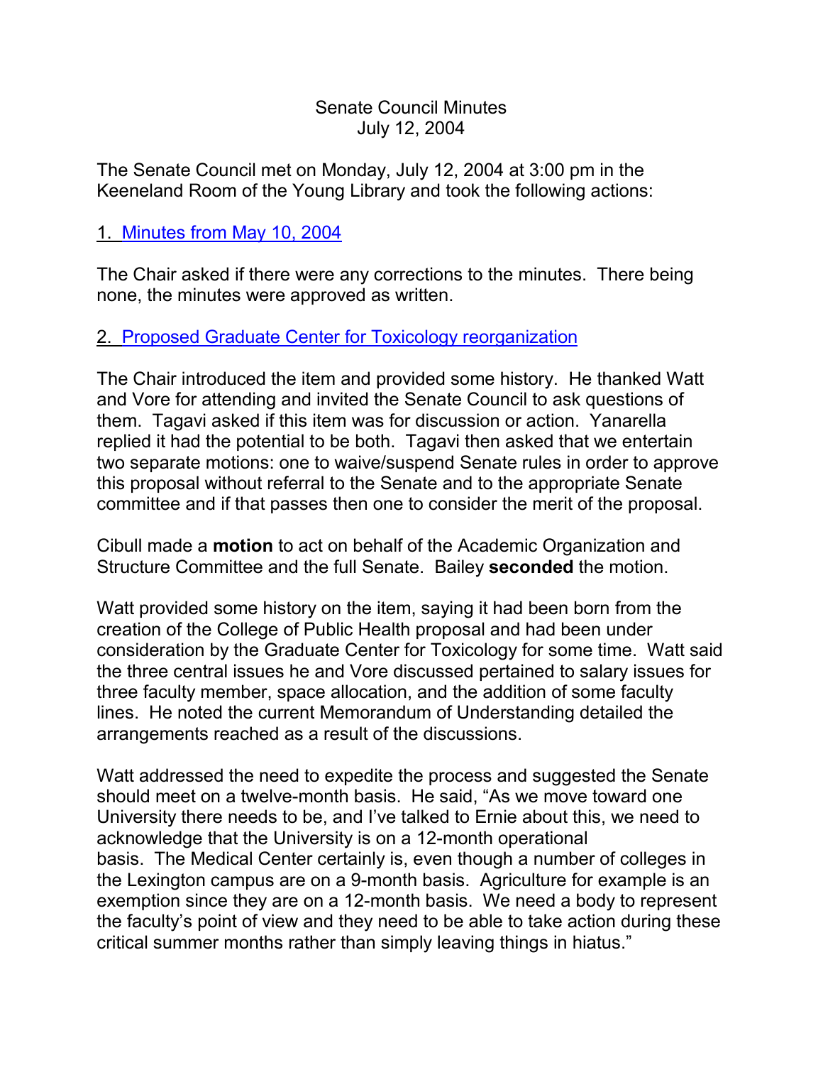Senate Council Minutes
July 12, 2004

The Senate Council met on Monday, July 12, 2004 at 3:00 pm in the Keeneland Room of the Young Library and took the following actions:

1. Minutes from May 10, 2004

The Chair asked if there were any corrections to the minutes. There being none, the minutes were approved as written.

2. Proposed Graduate Center for Toxicology reorganization

The Chair introduced the item and provided some history. He thanked Watt and Vore for attending and invited the Senate Council to ask questions of them. Tagavi asked if this item was for discussion or action. Yanarella replied it had the potential to be both. Tagavi then asked that we entertain two separate motions: one to waive/suspend Senate rules in order to approve this proposal without referral to the Senate and to the appropriate Senate committee and if that passes then one to consider the merit of the proposal.

Cibull made a **motion** to act on behalf of the Academic Organization and Structure Committee and the full Senate. Bailey **seconded** the motion.

Watt provided some history on the item, saying it had been born from the creation of the College of Public Health proposal and had been under consideration by the Graduate Center for Toxicology for some time. Watt said the three central issues he and Vore discussed pertained to salary issues for three faculty member, space allocation, and the addition of some faculty lines. He noted the current Memorandum of Understanding detailed the arrangements reached as a result of the discussions.

Watt addressed the need to expedite the process and suggested the Senate should meet on a twelve-month basis. He said, "As we move toward one University there needs to be, and I've talked to Ernie about this, we need to acknowledge that the University is on a 12-month operational basis. The Medical Center certainly is, even though a number of colleges in the Lexington campus are on a 9-month basis. Agriculture for example is an exemption since they are on a 12-month basis. We need a body to represent the faculty's point of view and they need to be able to take action during these critical summer months rather than simply leaving things in hiatus."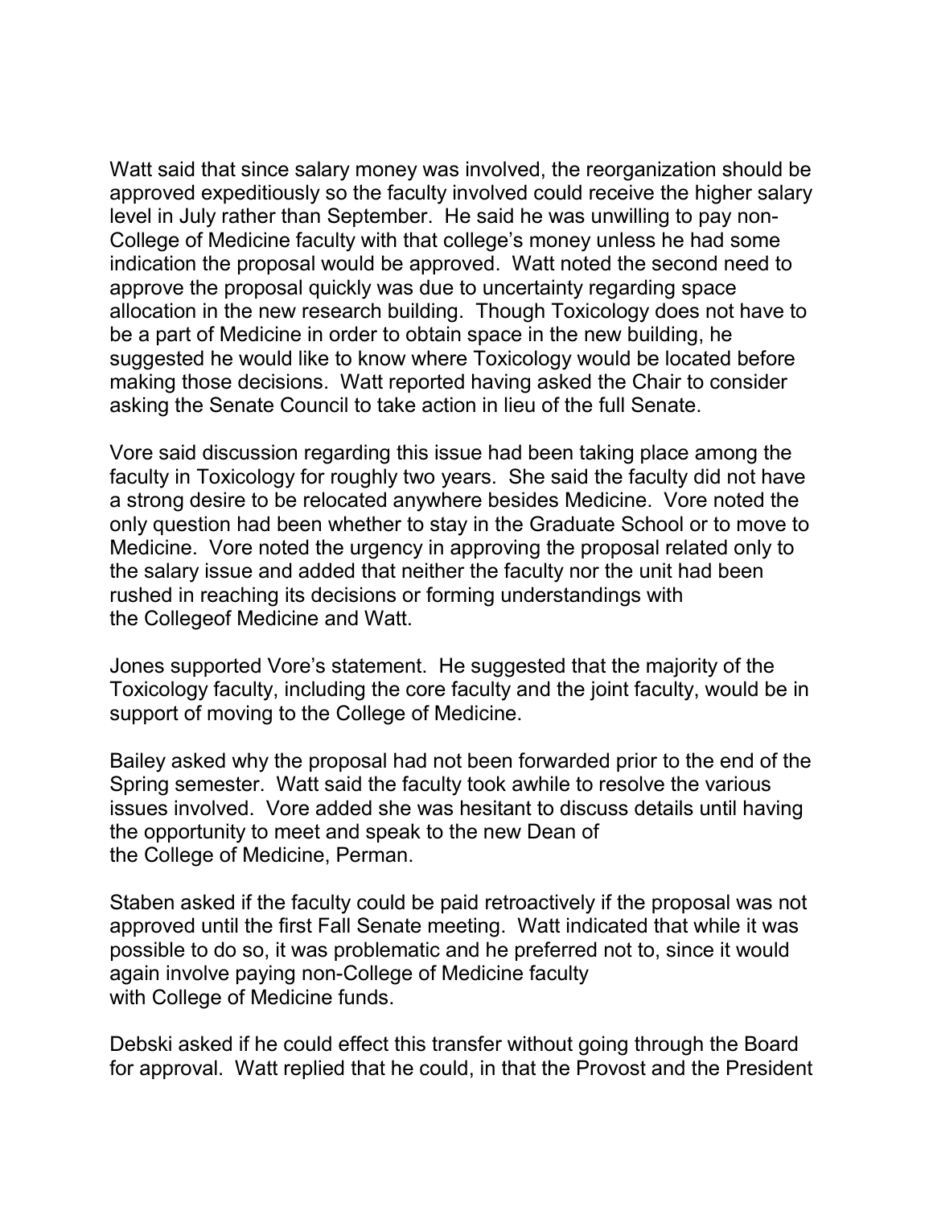Watt said that since salary money was involved, the reorganization should be approved expeditiously so the faculty involved could receive the higher salary level in July rather than September. He said he was unwilling to pay non-College of Medicine faculty with that college's money unless he had some indication the proposal would be approved. Watt noted the second need to approve the proposal quickly was due to uncertainty regarding space allocation in the new research building. Though Toxicology does not have to be a part of Medicine in order to obtain space in the new building, he suggested he would like to know where Toxicology would be located before making those decisions. Watt reported having asked the Chair to consider asking the Senate Council to take action in lieu of the full Senate.

Vore said discussion regarding this issue had been taking place among the faculty in Toxicology for roughly two years. She said the faculty did not have a strong desire to be relocated anywhere besides Medicine. Vore noted the only question had been whether to stay in the Graduate School or to move to Medicine. Vore noted the urgency in approving the proposal related only to the salary issue and added that neither the faculty nor the unit had been rushed in reaching its decisions or forming understandings with the Collegeof Medicine and Watt.

Jones supported Vore's statement. He suggested that the majority of the Toxicology faculty, including the core faculty and the joint faculty, would be in support of moving to the College of Medicine.

Bailey asked why the proposal had not been forwarded prior to the end of the Spring semester. Watt said the faculty took awhile to resolve the various issues involved. Vore added she was hesitant to discuss details until having the opportunity to meet and speak to the new Dean of the College of Medicine, Perman.

Staben asked if the faculty could be paid retroactively if the proposal was not approved until the first Fall Senate meeting. Watt indicated that while it was possible to do so, it was problematic and he preferred not to, since it would again involve paying non-College of Medicine faculty with College of Medicine funds.

Debski asked if he could effect this transfer without going through the Board for approval. Watt replied that he could, in that the Provost and the President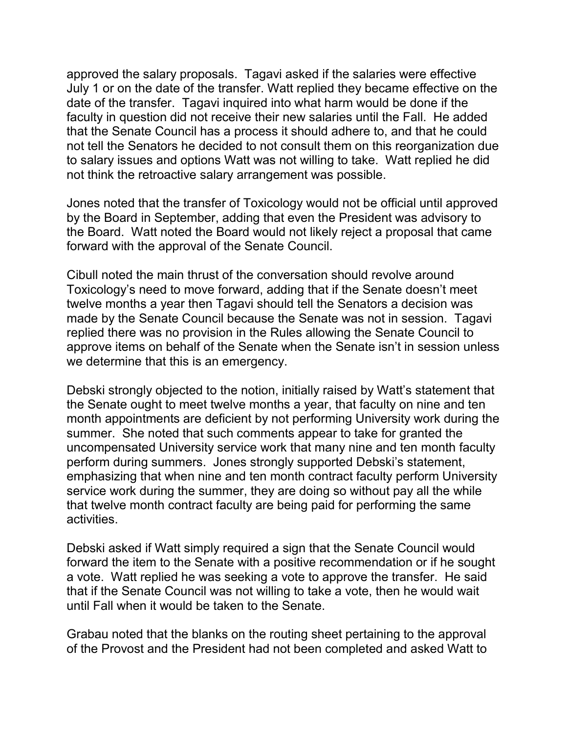approved the salary proposals. Tagavi asked if the salaries were effective July 1 or on the date of the transfer. Watt replied they became effective on the date of the transfer. Tagavi inquired into what harm would be done if the faculty in question did not receive their new salaries until the Fall. He added that the Senate Council has a process it should adhere to, and that he could not tell the Senators he decided to not consult them on this reorganization due to salary issues and options Watt was not willing to take. Watt replied he did not think the retroactive salary arrangement was possible.

Jones noted that the transfer of Toxicology would not be official until approved by the Board in September, adding that even the President was advisory to the Board. Watt noted the Board would not likely reject a proposal that came forward with the approval of the Senate Council.

Cibull noted the main thrust of the conversation should revolve around Toxicology's need to move forward, adding that if the Senate doesn't meet twelve months a year then Tagavi should tell the Senators a decision was made by the Senate Council because the Senate was not in session. Tagavi replied there was no provision in the Rules allowing the Senate Council to approve items on behalf of the Senate when the Senate isn't in session unless we determine that this is an emergency.

Debski strongly objected to the notion, initially raised by Watt's statement that the Senate ought to meet twelve months a year, that faculty on nine and ten month appointments are deficient by not performing University work during the summer. She noted that such comments appear to take for granted the uncompensated University service work that many nine and ten month faculty perform during summers. Jones strongly supported Debski's statement, emphasizing that when nine and ten month contract faculty perform University service work during the summer, they are doing so without pay all the while that twelve month contract faculty are being paid for performing the same activities.

Debski asked if Watt simply required a sign that the Senate Council would forward the item to the Senate with a positive recommendation or if he sought a vote. Watt replied he was seeking a vote to approve the transfer. He said that if the Senate Council was not willing to take a vote, then he would wait until Fall when it would be taken to the Senate.

Grabau noted that the blanks on the routing sheet pertaining to the approval of the Provost and the President had not been completed and asked Watt to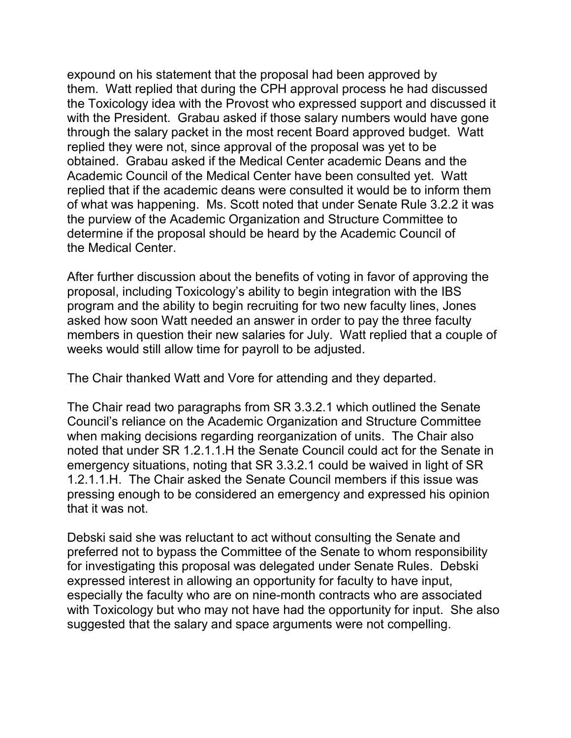expound on his statement that the proposal had been approved by them. Watt replied that during the CPH approval process he had discussed the Toxicology idea with the Provost who expressed support and discussed it with the President. Grabau asked if those salary numbers would have gone through the salary packet in the most recent Board approved budget. Watt replied they were not, since approval of the proposal was yet to be obtained. Grabau asked if the Medical Center academic Deans and the Academic Council of the Medical Center have been consulted yet. Watt replied that if the academic deans were consulted it would be to inform them of what was happening. Ms. Scott noted that under Senate Rule 3.2.2 it was the purview of the Academic Organization and Structure Committee to determine if the proposal should be heard by the Academic Council of the Medical Center.

After further discussion about the benefits of voting in favor of approving the proposal, including Toxicology's ability to begin integration with the IBS program and the ability to begin recruiting for two new faculty lines, Jones asked how soon Watt needed an answer in order to pay the three faculty members in question their new salaries for July. Watt replied that a couple of weeks would still allow time for payroll to be adjusted.

The Chair thanked Watt and Vore for attending and they departed.

The Chair read two paragraphs from SR 3.3.2.1 which outlined the Senate Council's reliance on the Academic Organization and Structure Committee when making decisions regarding reorganization of units. The Chair also noted that under SR 1.2.1.1.H the Senate Council could act for the Senate in emergency situations, noting that SR 3.3.2.1 could be waived in light of SR 1.2.1.1.H. The Chair asked the Senate Council members if this issue was pressing enough to be considered an emergency and expressed his opinion that it was not.

Debski said she was reluctant to act without consulting the Senate and preferred not to bypass the Committee of the Senate to whom responsibility for investigating this proposal was delegated under Senate Rules. Debski expressed interest in allowing an opportunity for faculty to have input, especially the faculty who are on nine-month contracts who are associated with Toxicology but who may not have had the opportunity for input. She also suggested that the salary and space arguments were not compelling.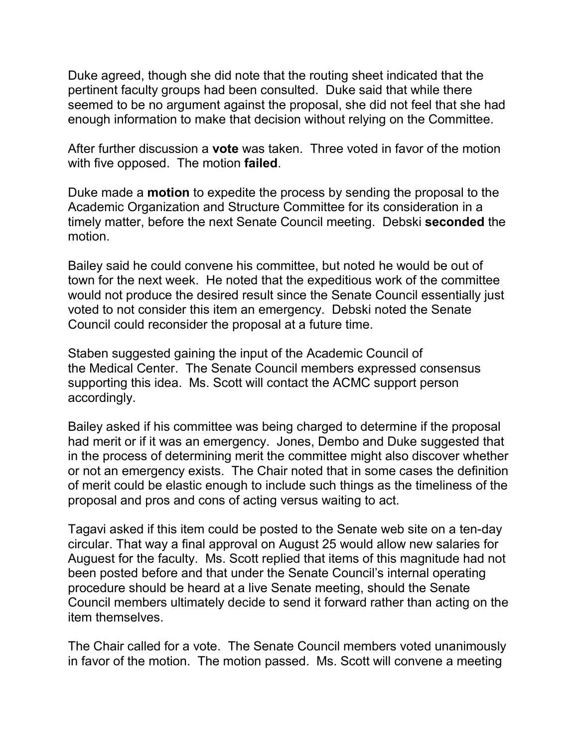Duke agreed, though she did note that the routing sheet indicated that the pertinent faculty groups had been consulted. Duke said that while there seemed to be no argument against the proposal, she did not feel that she had enough information to make that decision without relying on the Committee.

After further discussion a **vote** was taken. Three voted in favor of the motion with five opposed. The motion **failed**.

Duke made a **motion** to expedite the process by sending the proposal to the Academic Organization and Structure Committee for its consideration in a timely matter, before the next Senate Council meeting. Debski **seconded** the motion.

Bailey said he could convene his committee, but noted he would be out of town for the next week. He noted that the expeditious work of the committee would not produce the desired result since the Senate Council essentially just voted to not consider this item an emergency. Debski noted the Senate Council could reconsider the proposal at a future time.

Staben suggested gaining the input of the Academic Council of the Medical Center. The Senate Council members expressed consensus supporting this idea. Ms. Scott will contact the ACMC support person accordingly.

Bailey asked if his committee was being charged to determine if the proposal had merit or if it was an emergency. Jones, Dembo and Duke suggested that in the process of determining merit the committee might also discover whether or not an emergency exists. The Chair noted that in some cases the definition of merit could be elastic enough to include such things as the timeliness of the proposal and pros and cons of acting versus waiting to act.

Tagavi asked if this item could be posted to the Senate web site on a ten-day circular. That way a final approval on August 25 would allow new salaries for Auguest for the faculty. Ms. Scott replied that items of this magnitude had not been posted before and that under the Senate Council's internal operating procedure should be heard at a live Senate meeting, should the Senate Council members ultimately decide to send it forward rather than acting on the item themselves.

The Chair called for a vote. The Senate Council members voted unanimously in favor of the motion. The motion passed. Ms. Scott will convene a meeting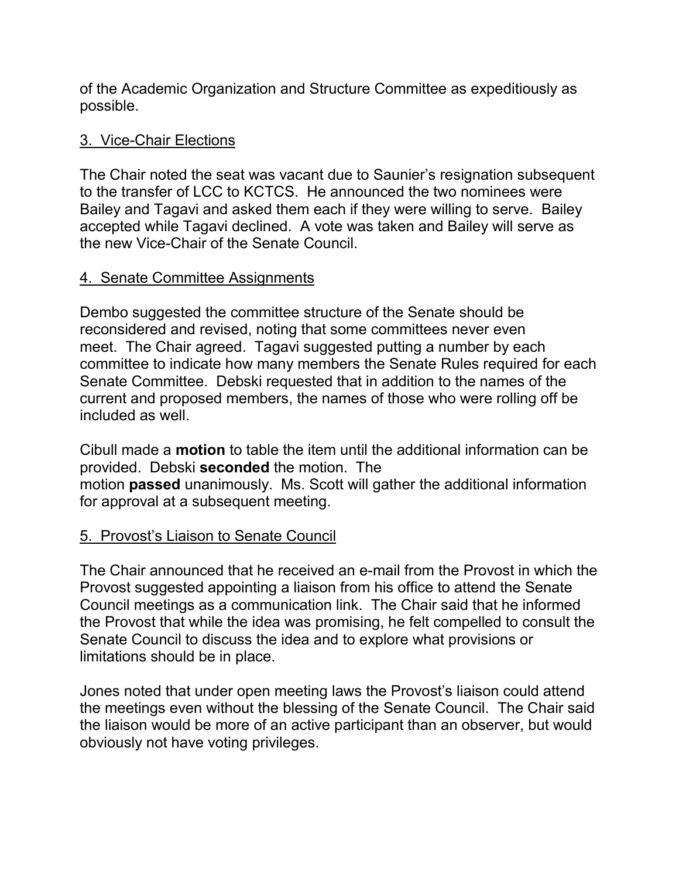of the Academic Organization and Structure Committee as expeditiously as possible.

3. Vice-Chair Elections

The Chair noted the seat was vacant due to Saunier's resignation subsequent to the transfer of LCC to KCTCS. He announced the two nominees were Bailey and Tagavi and asked them each if they were willing to serve. Bailey accepted while Tagavi declined. A vote was taken and Bailey will serve as the new Vice-Chair of the Senate Council.

4. Senate Committee Assignments

Dembo suggested the committee structure of the Senate should be reconsidered and revised, noting that some committees never even meet. The Chair agreed. Tagavi suggested putting a number by each committee to indicate how many members the Senate Rules required for each Senate Committee. Debski requested that in addition to the names of the current and proposed members, the names of those who were rolling off be included as well.

Cibull made a **motion** to table the item until the additional information can be provided. Debski **seconded** the motion. The motion **passed** unanimously. Ms. Scott will gather the additional information for approval at a subsequent meeting.

5. Provost's Liaison to Senate Council

The Chair announced that he received an e-mail from the Provost in which the Provost suggested appointing a liaison from his office to attend the Senate Council meetings as a communication link. The Chair said that he informed the Provost that while the idea was promising, he felt compelled to consult the Senate Council to discuss the idea and to explore what provisions or limitations should be in place.

Jones noted that under open meeting laws the Provost's liaison could attend the meetings even without the blessing of the Senate Council. The Chair said the liaison would be more of an active participant than an observer, but would obviously not have voting privileges.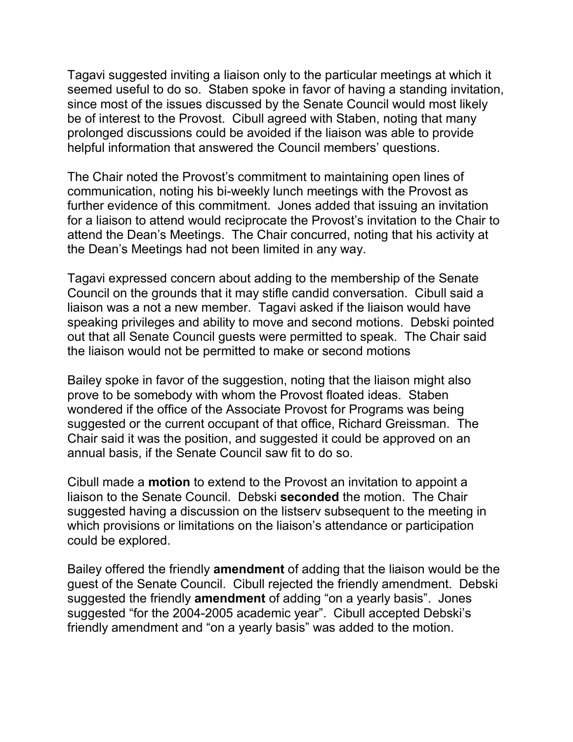Tagavi suggested inviting a liaison only to the particular meetings at which it seemed useful to do so. Staben spoke in favor of having a standing invitation, since most of the issues discussed by the Senate Council would most likely be of interest to the Provost. Cibull agreed with Staben, noting that many prolonged discussions could be avoided if the liaison was able to provide helpful information that answered the Council members' questions.

The Chair noted the Provost's commitment to maintaining open lines of communication, noting his bi-weekly lunch meetings with the Provost as further evidence of this commitment. Jones added that issuing an invitation for a liaison to attend would reciprocate the Provost's invitation to the Chair to attend the Dean's Meetings. The Chair concurred, noting that his activity at the Dean's Meetings had not been limited in any way.

Tagavi expressed concern about adding to the membership of the Senate Council on the grounds that it may stifle candid conversation. Cibull said a liaison was a not a new member. Tagavi asked if the liaison would have speaking privileges and ability to move and second motions. Debski pointed out that all Senate Council guests were permitted to speak. The Chair said the liaison would not be permitted to make or second motions

Bailey spoke in favor of the suggestion, noting that the liaison might also prove to be somebody with whom the Provost floated ideas. Staben wondered if the office of the Associate Provost for Programs was being suggested or the current occupant of that office, Richard Greissman. The Chair said it was the position, and suggested it could be approved on an annual basis, if the Senate Council saw fit to do so.

Cibull made a **motion** to extend to the Provost an invitation to appoint a liaison to the Senate Council. Debski **seconded** the motion. The Chair suggested having a discussion on the listserv subsequent to the meeting in which provisions or limitations on the liaison's attendance or participation could be explored.

Bailey offered the friendly **amendment** of adding that the liaison would be the guest of the Senate Council. Cibull rejected the friendly amendment. Debski suggested the friendly **amendment** of adding "on a yearly basis". Jones suggested "for the 2004-2005 academic year". Cibull accepted Debski's friendly amendment and "on a yearly basis" was added to the motion.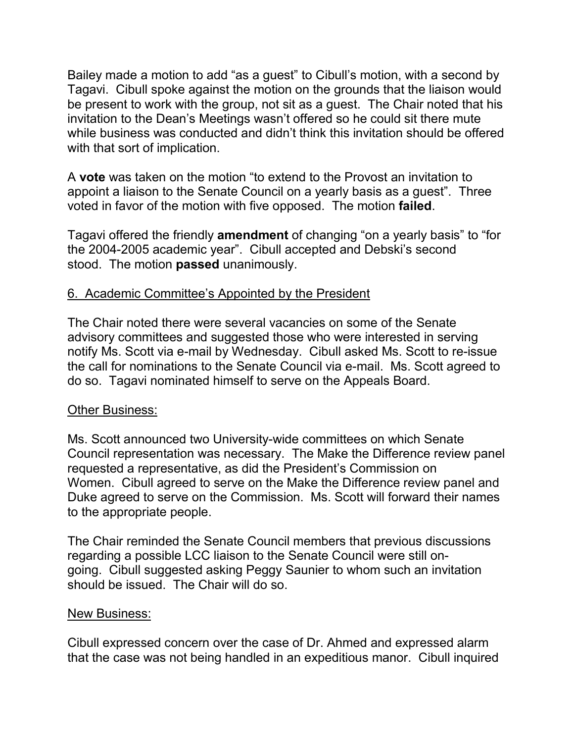Bailey made a motion to add "as a guest" to Cibull's motion, with a second by Tagavi. Cibull spoke against the motion on the grounds that the liaison would be present to work with the group, not sit as a guest. The Chair noted that his invitation to the Dean's Meetings wasn't offered so he could sit there mute while business was conducted and didn't think this invitation should be offered with that sort of implication.

A **vote** was taken on the motion "to extend to the Provost an invitation to appoint a liaison to the Senate Council on a yearly basis as a guest". Three voted in favor of the motion with five opposed. The motion **failed**.

Tagavi offered the friendly **amendment** of changing "on a yearly basis" to "for the 2004-2005 academic year". Cibull accepted and Debski's second stood. The motion **passed** unanimously.

6. Academic Committee's Appointed by the President

The Chair noted there were several vacancies on some of the Senate advisory committees and suggested those who were interested in serving notify Ms. Scott via e-mail by Wednesday. Cibull asked Ms. Scott to re-issue the call for nominations to the Senate Council via e-mail. Ms. Scott agreed to do so. Tagavi nominated himself to serve on the Appeals Board.

Other Business:

Ms. Scott announced two University-wide committees on which Senate Council representation was necessary. The Make the Difference review panel requested a representative, as did the President's Commission on Women. Cibull agreed to serve on the Make the Difference review panel and Duke agreed to serve on the Commission. Ms. Scott will forward their names to the appropriate people.

The Chair reminded the Senate Council members that previous discussions regarding a possible LCC liaison to the Senate Council were still on-going. Cibull suggested asking Peggy Saunier to whom such an invitation should be issued. The Chair will do so.

New Business:

Cibull expressed concern over the case of Dr. Ahmed and expressed alarm that the case was not being handled in an expeditious manor. Cibull inquired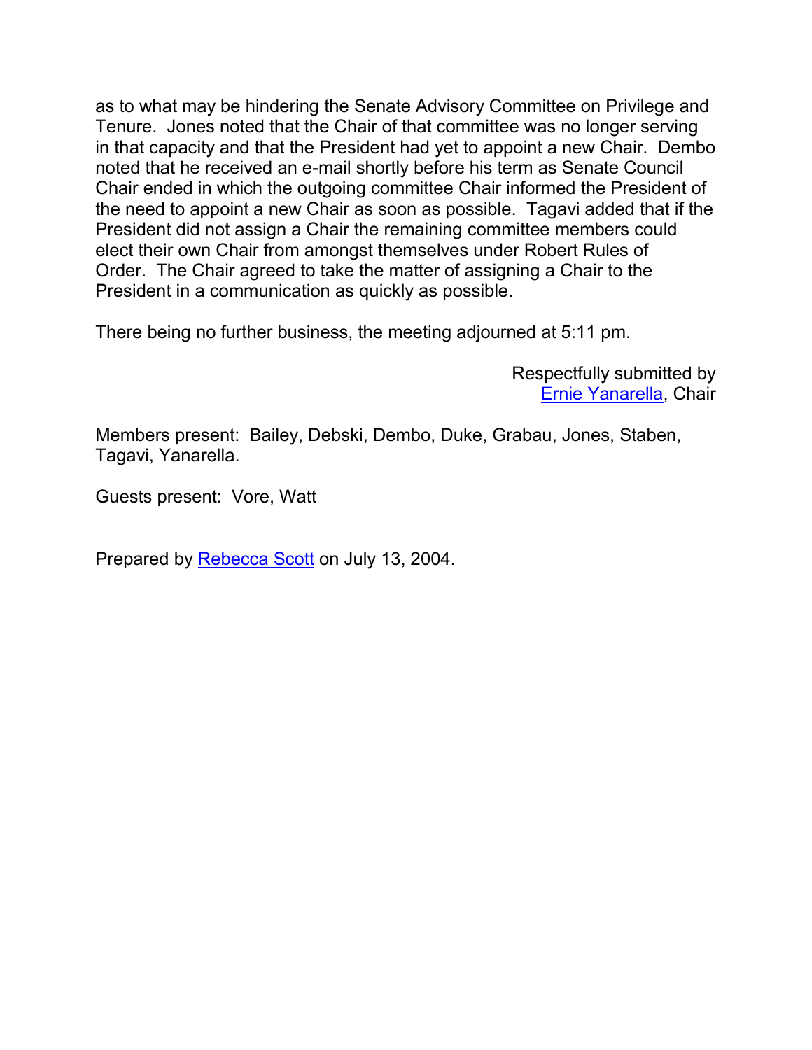as to what may be hindering the Senate Advisory Committee on Privilege and Tenure. Jones noted that the Chair of that committee was no longer serving in that capacity and that the President had yet to appoint a new Chair. Dembo noted that he received an e-mail shortly before his term as Senate Council Chair ended in which the outgoing committee Chair informed the President of the need to appoint a new Chair as soon as possible. Tagavi added that if the President did not assign a Chair the remaining committee members could elect their own Chair from amongst themselves under Robert Rules of Order. The Chair agreed to take the matter of assigning a Chair to the President in a communication as quickly as possible.

There being no further business, the meeting adjourned at 5:11 pm.

Respectfully submitted by
Ernie Yanarella, Chair

Members present: Bailey, Debski, Dembo, Duke, Grabau, Jones, Staben, Tagavi, Yanarella.

Guests present: Vore, Watt

Prepared by Rebecca Scott on July 13, 2004.